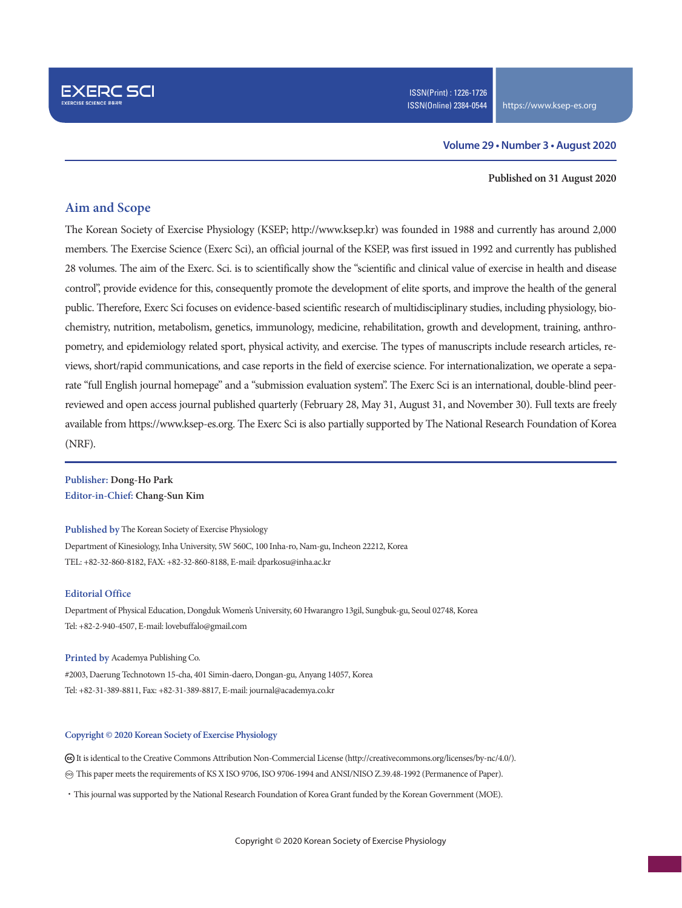Published on 31 August 2020

## Aim and Scope

The Korean Society of Exercise Physiology (KSEP; http://www.ksep.kr) was founded in 1988 and currently has around 2,000 members. The Exercise Science (Exerc Sci), an official journal of the KSEP, was first issued in 1992 and currently has published 28 volumes. The aim of the Exerc. Sci. is to scientifically show the "scientific and clinical value of exercise in health and disease control", provide evidence for this, consequently promote the development of elite sports, and improve the health of the general public. Therefore, Exerc Sci focuses on evidence-based scientific research of multidisciplinary studies, including physiology, biochemistry, nutrition, metabolism, genetics, immunology, medicine, rehabilitation, growth and development, training, anthropometry, and epidemiology related sport, physical activity, and exercise. The types of manuscripts include research articles, reviews, short/rapid communications, and case reports in the field of exercise science. For internationalization, we operate a separate "full English journal homepage" and a "submission evaluation system". The Exerc Sci is an international, double-blind peer-reviewed and open access journal published quarterly (February 28, May 31, August 31, and November 30). Full texts are freely available from https://www.ksep-es.org. The Exerc Sci is also partially supported by The National Research Foundation of Korea (NRF).

**Publisher:** Dong-Ho Park
**Editor-in-Chief:** Chang-Sun Kim

**Published by** The Korean Society of Exercise Physiology
Department of Kinesiology, Inha University, 5W 560C, 100 Inha-ro, Nam-gu, Incheon 22212, Korea
TEL: +82-32-860-8182, FAX: +82-32-860-8188, E-mail: dparkosu@inha.ac.kr

**Editorial Office**
Department of Physical Education, Dongduk Women's University, 60 Hwarangro 13gil, Sungbuk-gu, Seoul 02748, Korea
Tel: +82-2-940-4507, E-mail: lovebuffalo@gmail.com

**Printed by** Academya Publishing Co.
#2003, Daerung Technotown 15-cha, 401 Simin-daero, Dongan-gu, Anyang 14057, Korea
Tel: +82-31-389-8811, Fax: +82-31-389-8817, E-mail: journal@academya.co.kr

**Copyright © 2020 Korean Society of Exercise Physiology**

It is identical to the Creative Commons Attribution Non-Commercial License (http://creativecommons.org/licenses/by-nc/4.0/).
This paper meets the requirements of KS X ISO 9706, ISO 9706-1994 and ANSI/NISO Z.39.48-1992 (Permanence of Paper).

- This journal was supported by the National Research Foundation of Korea Grant funded by the Korean Government (MOE).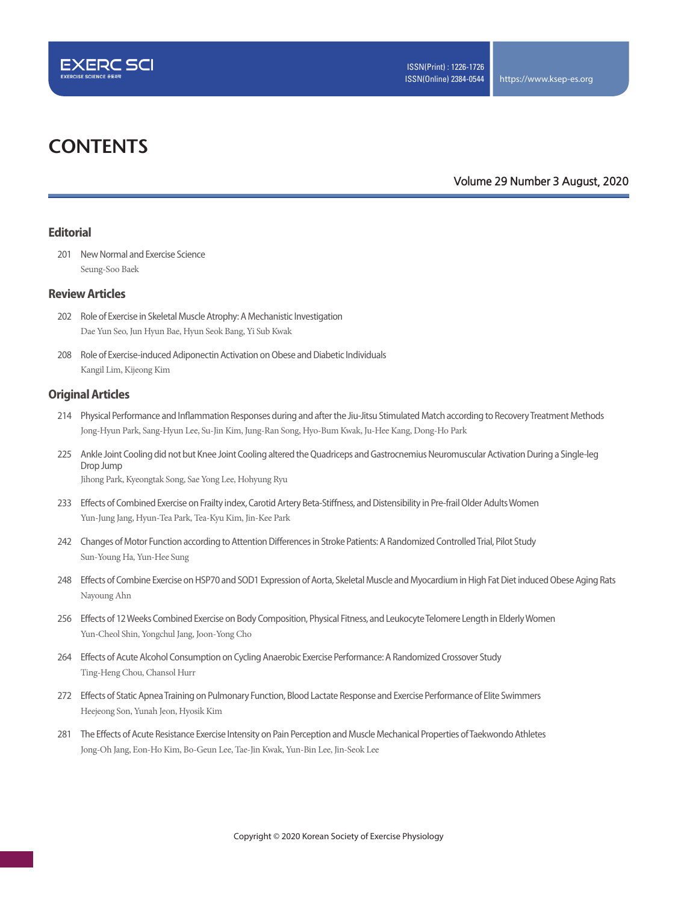# CONTENTS

Volume 29 Number 3 August, 2020

## Editorial

201 New Normal and Exercise Science
Seung-Soo Baek

## Review Articles

202 Role of Exercise in Skeletal Muscle Atrophy: A Mechanistic Investigation
Dae Yun Seo, Jun Hyun Bae, Hyun Seok Bang, Yi Sub Kwak

208 Role of Exercise-induced Adiponectin Activation on Obese and Diabetic Individuals
Kangil Lim, Kijeong Kim

## Original Articles

214 Physical Performance and Inflammation Responses during and after the Jiu-Jitsu Stimulated Match according to Recovery Treatment Methods
Jong-Hyun Park, Sang-Hyun Lee, Su-Jin Kim, Jung-Ran Song, Hyo-Bum Kwak, Ju-Hee Kang, Dong-Ho Park

225 Ankle Joint Cooling did not but Knee Joint Cooling altered the Quadriceps and Gastrocnemius Neuromuscular Activation During a Single-leg Drop Jump
Jihong Park, Kyeongtak Song, Sae Yong Lee, Hohyung Ryu

233 Effects of Combined Exercise on Frailty index, Carotid Artery Beta-Stiffness, and Distensibility in Pre-frail Older Adults Women
Yun-Jung Jang, Hyun-Tea Park, Tea-Kyu Kim, Jin-Kee Park

242 Changes of Motor Function according to Attention Differences in Stroke Patients: A Randomized Controlled Trial, Pilot Study
Sun-Young Ha, Yun-Hee Sung

248 Effects of Combine Exercise on HSP70 and SOD1 Expression of Aorta, Skeletal Muscle and Myocardium in High Fat Diet induced Obese Aging Rats
Nayoung Ahn

256 Effects of 12 Weeks Combined Exercise on Body Composition, Physical Fitness, and Leukocyte Telomere Length in Elderly Women
Yun-Cheol Shin, Yongchul Jang, Joon-Yong Cho

264 Effects of Acute Alcohol Consumption on Cycling Anaerobic Exercise Performance: A Randomized Crossover Study
Ting-Heng Chou, Chansol Hurr

272 Effects of Static Apnea Training on Pulmonary Function, Blood Lactate Response and Exercise Performance of Elite Swimmers
Heejeong Son, Yunah Jeon, Hyosik Kim

281 The Effects of Acute Resistance Exercise Intensity on Pain Perception and Muscle Mechanical Properties of Taekwondo Athletes
Jong-Oh Jang, Eon-Ho Kim, Bo-Geun Lee, Tae-Jin Kwak, Yun-Bin Lee, Jin-Seok Lee

Copyright © 2020 Korean Society of Exercise Physiology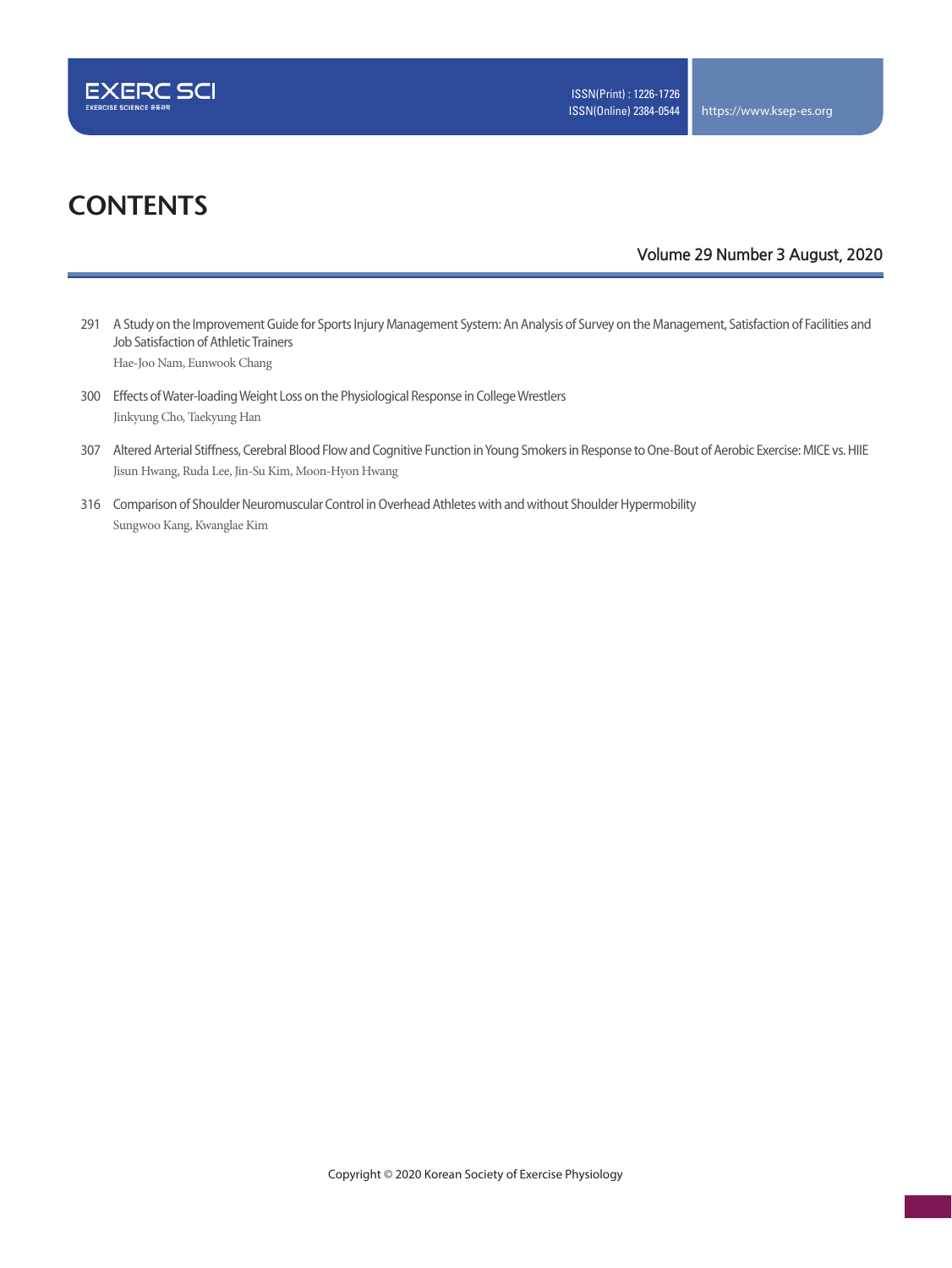# CONTENTS

Volume 29 Number 3 August, 2020

291 A Study on the Improvement Guide for Sports Injury Management System: An Analysis of Survey on the Management, Satisfaction of Facilities and Job Satisfaction of Athletic Trainers
Hae-Joo Nam, Eunwook Chang

300 Effects of Water-loading Weight Loss on the Physiological Response in College Wrestlers
Jinkyung Cho, Taekyung Han

307 Altered Arterial Stiffness, Cerebral Blood Flow and Cognitive Function in Young Smokers in Response to One-Bout of Aerobic Exercise: MICE vs. HIIE
Jisun Hwang, Ruda Lee, Jin-Su Kim, Moon-Hyon Hwang

316 Comparison of Shoulder Neuromuscular Control in Overhead Athletes with and without Shoulder Hypermobility
Sungwoo Kang, Kwanglae Kim

Copyright © 2020 Korean Society of Exercise Physiology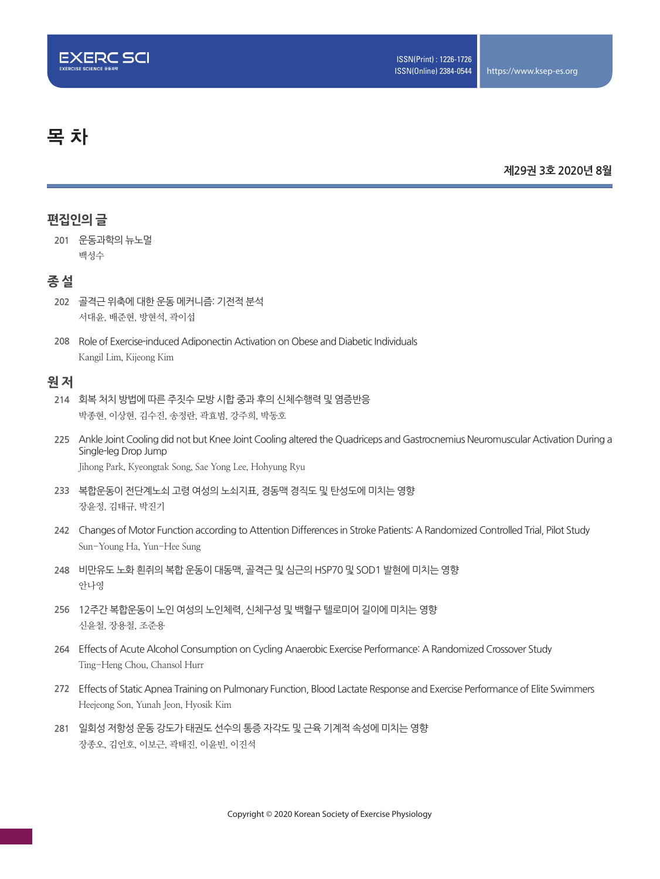# 목 차

**제29권 3호 2020년 8월**

## 편집인의 글

201 운동과학의 뉴노멀
백성수

## 종 설

202 골격근 위축에 대한 운동 메커니즘: 기전적 분석
서대윤, 배준현, 방현석, 곽이섭

208 Role of Exercise-induced Adiponectin Activation on Obese and Diabetic Individuals
Kangil Lim, Kijeong Kim

## 원 저

214 회복 처치 방법에 따른 주짓수 모방 시합 중과 후의 신체수행력 및 염증반응
박종현, 이상현, 김수진, 송정란, 곽효범, 강주희, 박동호

225 Ankle Joint Cooling did not but Knee Joint Cooling altered the Quadriceps and Gastrocnemius Neuromuscular Activation During a Single-leg Drop Jump
Jihong Park, Kyeongtak Song, Sae Yong Lee, Hohyung Ryu

233 복합운동이 전단계노쇠 고령 여성의 노쇠지표, 경동맥 경직도 및 탄성도에 미치는 영향
장윤정, 김태규, 박진기

242 Changes of Motor Function according to Attention Differences in Stroke Patients: A Randomized Controlled Trial, Pilot Study
Sun-Young Ha, Yun-Hee Sung

248 비만유도 노화 흰쥐의 복합 운동이 대동맥, 골격근 및 심근의 HSP70 및 SOD1 발현에 미치는 영향
안나영

256 12주간 복합운동이 노인 여성의 노인체력, 신체구성 및 백혈구 텔로미어 길이에 미치는 영향
신윤철, 장용철, 조준용

264 Effects of Acute Alcohol Consumption on Cycling Anaerobic Exercise Performance: A Randomized Crossover Study
Ting-Heng Chou, Chansol Hurr

272 Effects of Static Apnea Training on Pulmonary Function, Blood Lactate Response and Exercise Performance of Elite Swimmers
Heejeong Son, Yunah Jeon, Hyosik Kim

281 일회성 저항성 운동 강도가 태권도 선수의 통증 자각도 및 근육 기계적 속성에 미치는 영향
장종오, 김언호, 이보근, 곽태진, 이윤빈, 이진석

Copyright © 2020 Korean Society of Exercise Physiology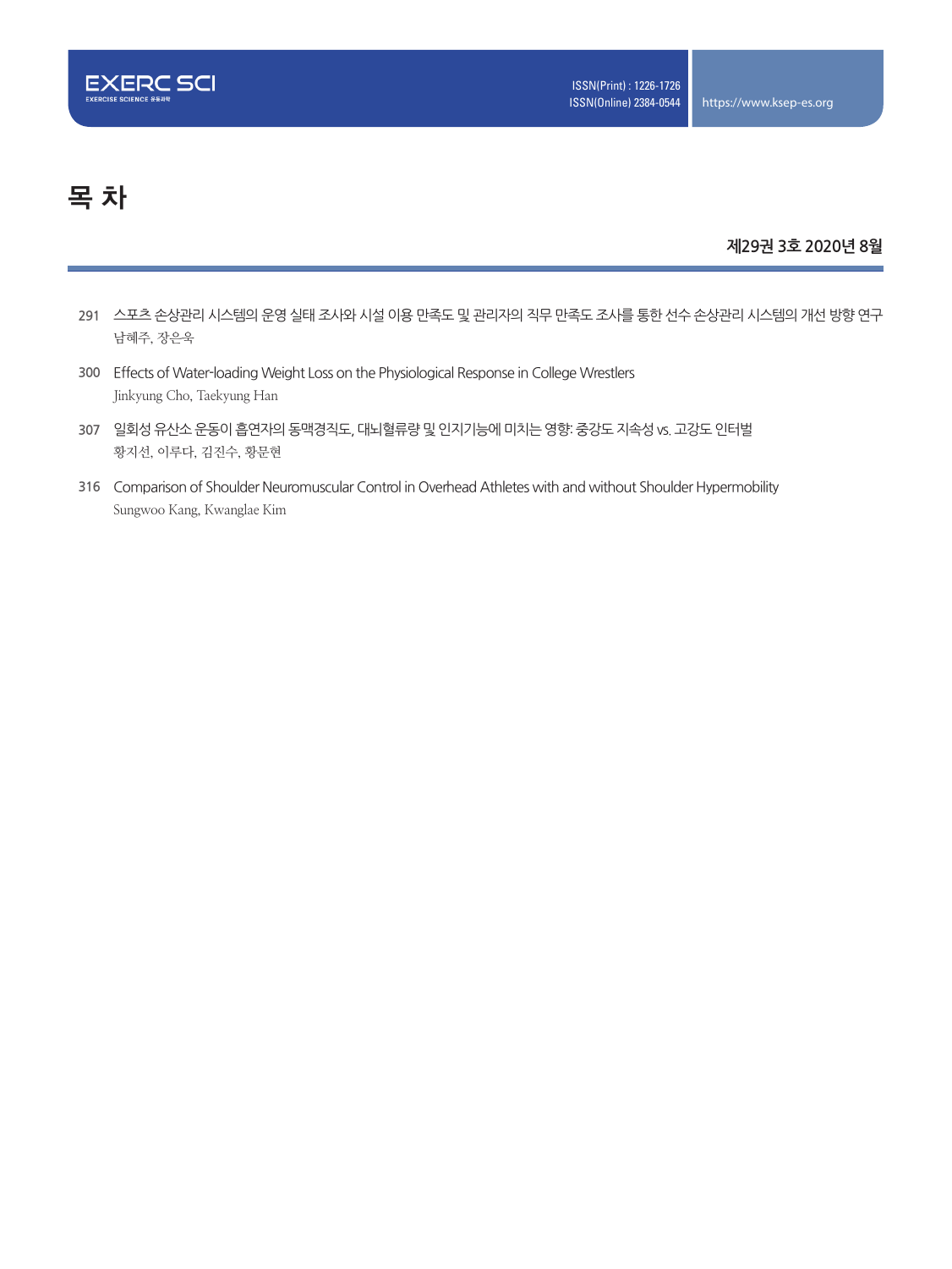# 목 차

**제29권 3호 2020년 8월**

291 스포츠 손상관리 시스템의 운영 실태 조사와 시설 이용 만족도 및 관리자의 직무 만족도 조사를 통한 선수 손상관리 시스템의 개선 방향 연구
남혜주, 장은욱

300 Effects of Water-loading Weight Loss on the Physiological Response in College Wrestlers
Jinkyung Cho, Taekyung Han

307 일회성 유산소 운동이 흡연자의 동맥경직도, 대뇌혈류량 및 인지기능에 미치는 영향: 중강도 지속성 vs. 고강도 인터벌
황지선, 이루다, 김진수, 황문현

316 Comparison of Shoulder Neuromuscular Control in Overhead Athletes with and without Shoulder Hypermobility
Sungwoo Kang, Kwanglae Kim